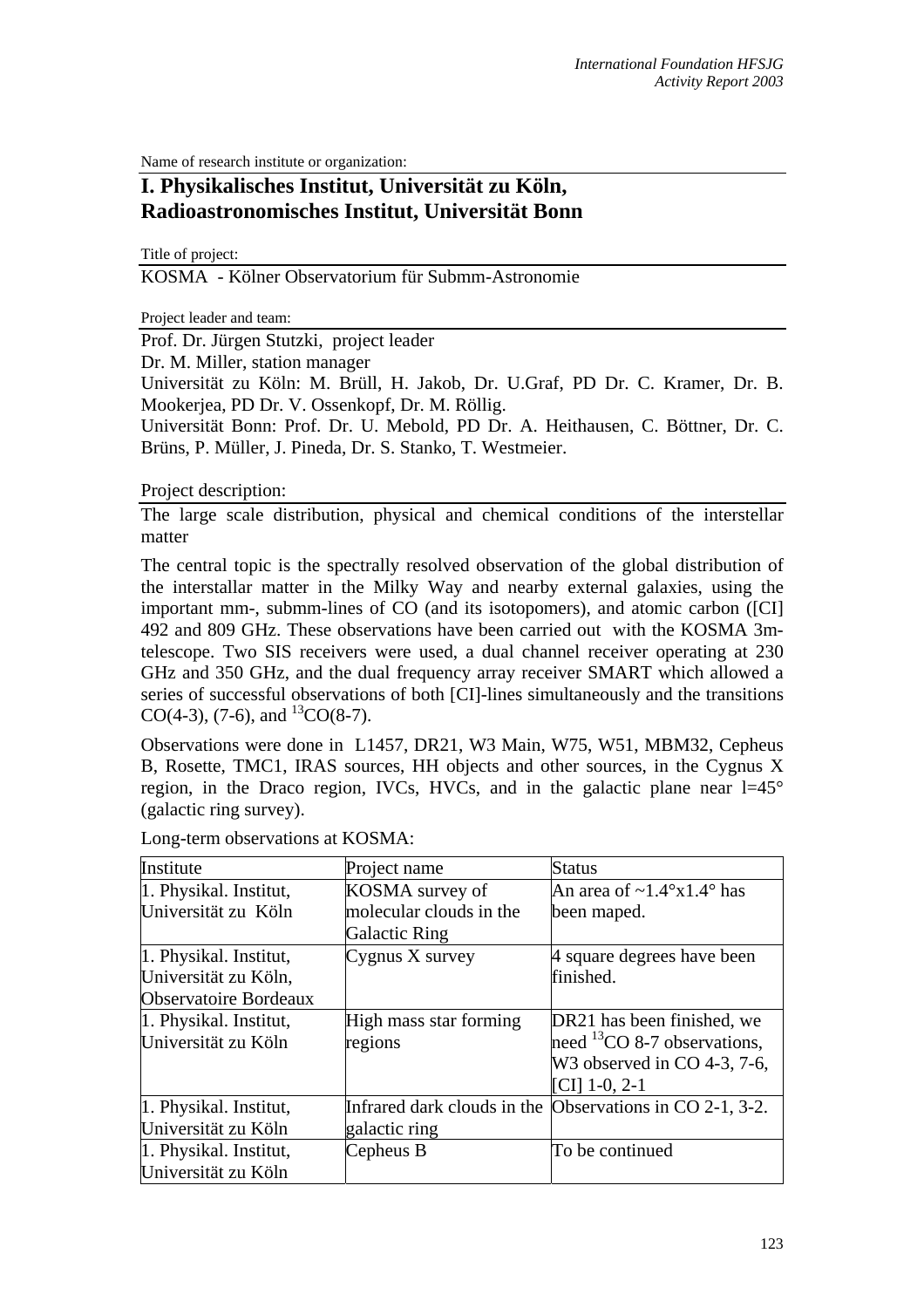Name of research institute or organization:

## I. Physikalisches Institut, Universität zu Köln, Radioastronomisches Institut, Universität Bonn

Title of project:

KOSMA - Kölner Observatorium für Submm-Astronomie

Project leader and team:

Prof. Dr. Jürgen Stutzki, project leader
Dr. M. Miller, station manager
Universität zu Köln: M. Brüll, H. Jakob, Dr. U.Graf, PD Dr. C. Kramer, Dr. B. Mookerjea, PD Dr. V. Ossenkopf, Dr. M. Röllig.
Universität Bonn: Prof. Dr. U. Mebold, PD Dr. A. Heithausen, C. Böttner, Dr. C. Brüns, P. Müller, J. Pineda, Dr. S. Stanko, T. Westmeier.

Project description:

The large scale distribution, physical and chemical conditions of the interstellar matter

The central topic is the spectrally resolved observation of the global distribution of the interstallar matter in the Milky Way and nearby external galaxies, using the important mm-, submm-lines of CO (and its isotopomers), and atomic carbon ([CI] 492 and 809 GHz. These observations have been carried out with the KOSMA 3m-telescope. Two SIS receivers were used, a dual channel receiver operating at 230 GHz and 350 GHz, and the dual frequency array receiver SMART which allowed a series of successful observations of both [CI]-lines simultaneously and the transitions CO(4-3), (7-6), and $^{13}$CO(8-7).

Observations were done in L1457, DR21, W3 Main, W75, W51, MBM32, Cepheus B, Rosette, TMC1, IRAS sources, HH objects and other sources, in the Cygnus X region, in the Draco region, IVCs, HVCs, and in the galactic plane near l=45° (galactic ring survey).

Long-term observations at KOSMA:

| Institute | Project name | Status |
|---|---|---|
| 1. Physikal. Institut, Universität zu Köln | KOSMA survey of molecular clouds in the Galactic Ring | An area of ~1.4°x1.4° has been maped. |
| 1. Physikal. Institut, Universität zu Köln, Observatoire Bordeaux | Cygnus X survey | 4 square degrees have been finished. |
| 1. Physikal. Institut, Universität zu Köln | High mass star forming regions | DR21 has been finished, we need $^{13}$CO 8-7 observations, W3 observed in CO 4-3, 7-6, [CI] 1-0, 2-1 |
| 1. Physikal. Institut, Universität zu Köln | Infrared dark clouds in the galactic ring | Observations in CO 2-1, 3-2. |
| 1. Physikal. Institut, Universität zu Köln | Cepheus B | To be continued |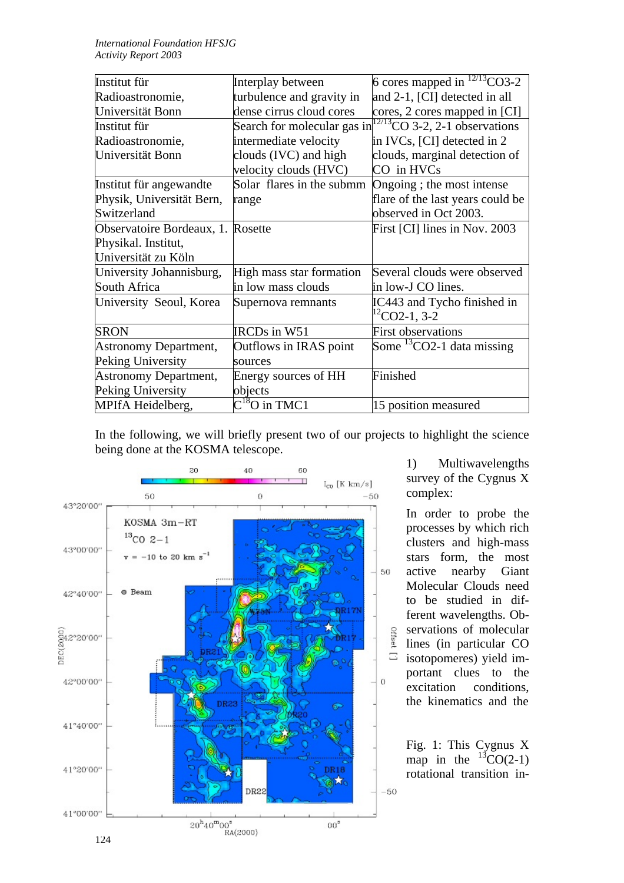| | | |
|---|---|---|
| Institut für Radioastronomie, Universität Bonn | Interplay between turbulence and gravity in dense cirrus cloud cores | 6 cores mapped in $^{12/13}CO$3-2 and 2-1, [CI] detected in all cores, 2 cores mapped in [CI] |
| Institut für Radioastronomie, Universität Bonn | Search for molecular gas in intermediate velocity clouds (IVC) and high velocity clouds (HVC) | $^{12/13}CO$ 3-2, 2-1 observations in IVCs, [CI] detected in 2 clouds, marginal detection of CO in HVCs |
| Institut für angewandte Physik, Universität Bern, Switzerland | Solar flares in the submm range | Ongoing ; the most intense flare of the last years could be observed in Oct 2003. |
| Observatoire Bordeaux, 1. Physikal. Institut, Universität zu Köln | Rosette | First [CI] lines in Nov. 2003 |
| University Johannisburg, South Africa | High mass star formation in low mass clouds | Several clouds were observed in low-J CO lines. |
| University Seoul, Korea | Supernova remnants | IC443 and Tycho finished in $^{12}CO$2-1, 3-2 |
| SRON | IRCDs in W51 | First observations |
| Astronomy Department, Peking University | Outflows in IRAS point sources | Some $^{13}CO$2-1 data missing |
| Astronomy Department, Peking University | Energy sources of HH objects | Finished |
| MPIfA Heidelberg, | $C^{18}O$ in TMC1 | 15 position measured |

In the following, we will briefly present two of our projects to highlight the science being done at the KOSMA telescope.

1) Multiwavelengths survey of the Cygnus X complex:

In order to probe the processes by which rich clusters and high-mass stars form, the most active nearby Giant Molecular Clouds need to be studied in different wavelengths. Observations of molecular lines (in particular CO isotopomeres) yield important clues to the excitation conditions, the kinematics and the

20
40
60
$I_{CO}$ [K km/s]
50
0
-50
KOSMA 3m-RT
$^{13}CO$ 2–1
v = -10 to 20 km s$^{-1}$
Beam
43°20'00"
43°00'00"
42°40'00"
42°20'00"
42°00'00"
41°40'00"
41°20'00"
41°00'00"
DEC(2000)
W75N
DR17N
DR17
DR21
DR23
DR20
DR18
DR22
50
0
-50
Offset [']
$20^h40^m00^s$
$00^s$
RA(2000)

Fig. 1: This Cygnus X map in the $^{13}CO$(2-1) rotational transition in-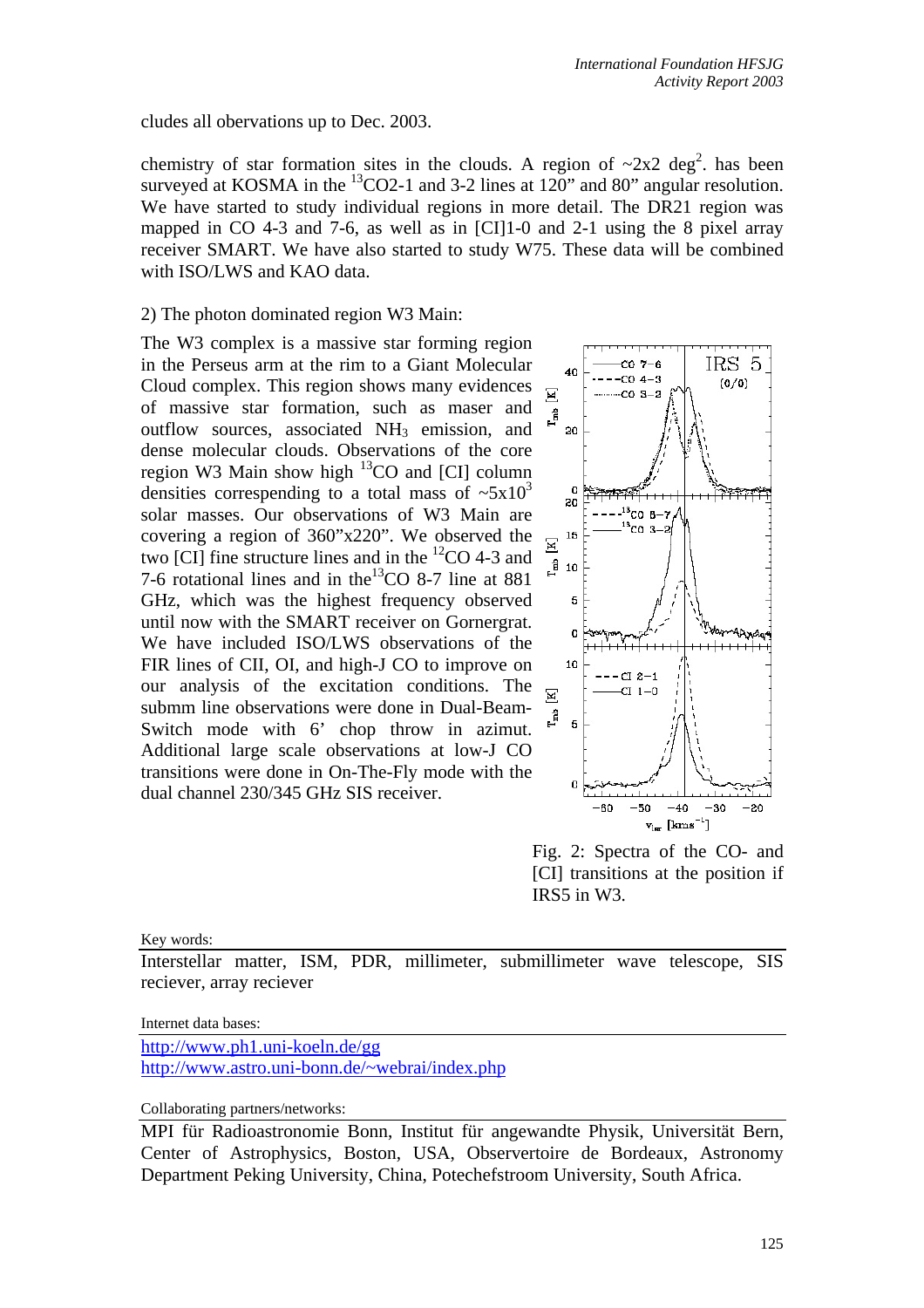cludes all obervations up to Dec. 2003.

chemistry of star formation sites in the clouds. A region of ~2x2 deg$^2$. has been surveyed at KOSMA in the $^{13}$CO2-1 and 3-2 lines at 120" and 80" angular resolution. We have started to study individual regions in more detail. The DR21 region was mapped in CO 4-3 and 7-6, as well as in [CI]1-0 and 2-1 using the 8 pixel array receiver SMART. We have also started to study W75. These data will be combined with ISO/LWS and KAO data.

2) The photon dominated region W3 Main:

The W3 complex is a massive star forming region in the Perseus arm at the rim to a Giant Molecular Cloud complex. This region shows many evidences of massive star formation, such as maser and outflow sources, associated $NH_3$ emission, and dense molecular clouds. Observations of the core region W3 Main show high $^{13}$CO and [CI] column densities corresponding to a total mass of ~5x10$^3$ solar masses. Our observations of W3 Main are covering a region of 360"x220". We observed the two [CI] fine structure lines and in the $^{12}$CO 4-3 and 7-6 rotational lines and in the $^{13}$CO 8-7 line at 881 GHz, which was the highest frequency observed until now with the SMART receiver on Gornergrat. We have included ISO/LWS observations of the FIR lines of CII, OI, and high-J CO to improve on our analysis of the excitation conditions. The submm line observations were done in Dual-Beam-Switch mode with 6' chop throw in azimut. Additional large scale observations at low-J CO transitions were done in On-The-Fly mode with the dual channel 230/345 GHz SIS receiver.

IRS 5
(0/0)
CO 7-6
CO 4-3
CO 3-2
$^{13}$CO 8-7
$^{13}$CO 3-2
CI 2-1
CI 1-0
$T_{mb}$ [K]
$v_{lsr}$ [kms$^{-1}$]
40
20
0
20
15
10
5
0
10
5
0
-60 -50 -40 -30 -20

Fig. 2: Spectra of the CO- and [CI] transitions at the position if IRS5 in W3.

Key words:

Interstellar matter, ISM, PDR, millimeter, submillimeter wave telescope, SIS reciever, array reciever

Internet data bases:

http://www.ph1.uni-koeln.de/gg
http://www.astro.uni-bonn.de/~webrai/index.php

Collaborating partners/networks:

MPI für Radioastronomie Bonn, Institut für angewandte Physik, Universität Bern, Center of Astrophysics, Boston, USA, Observertoire de Bordeaux, Astronomy Department Peking University, China, Potechefstroom University, South Africa.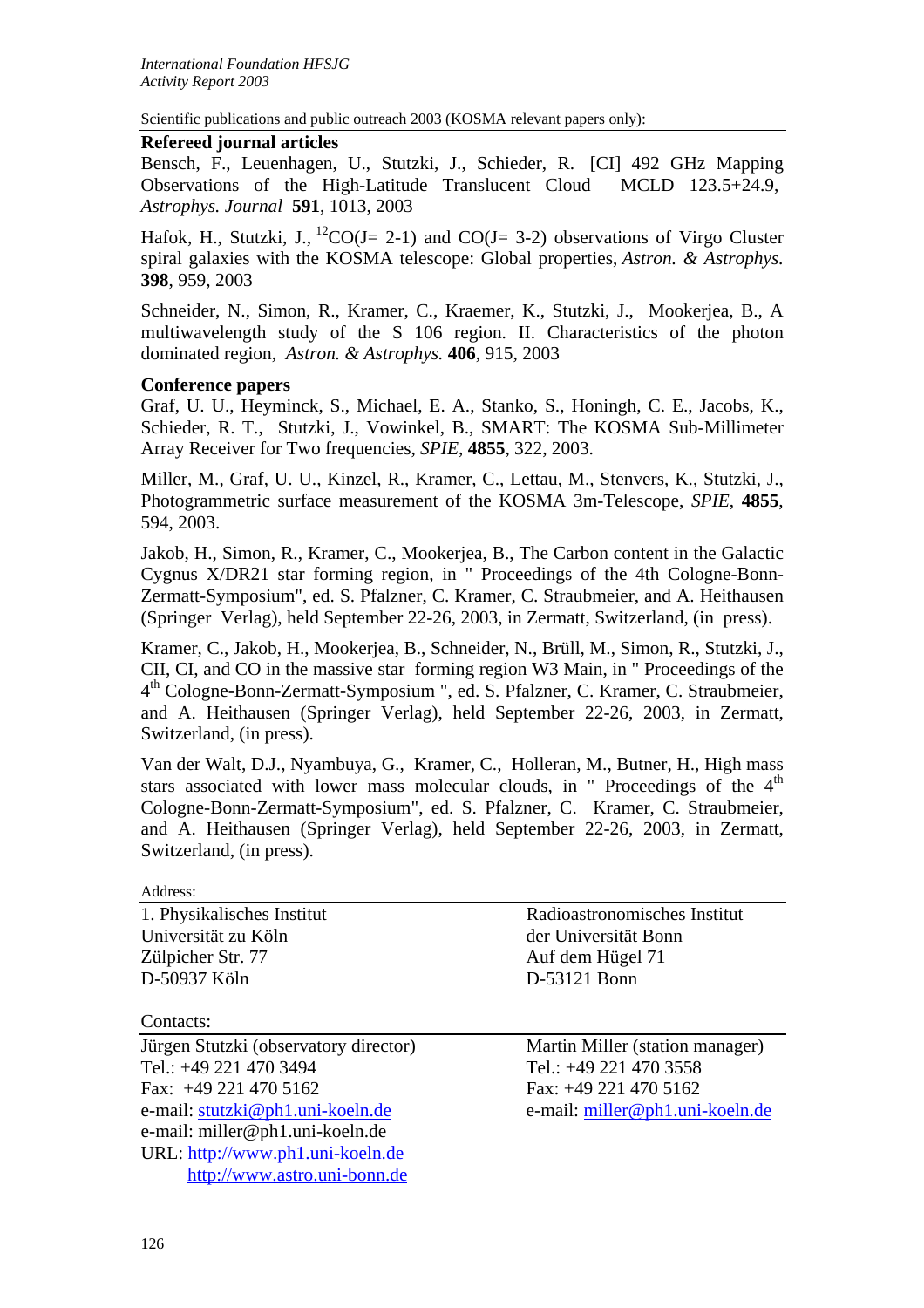Scientific publications and public outreach 2003 (KOSMA relevant papers only):

**Refereed journal articles**

Bensch, F., Leuenhagen, U., Stutzki, J., Schieder, R. [CI] 492 GHz Mapping Observations of the High-Latitude Translucent Cloud MCLD 123.5+24.9, *Astrophys. Journal* **591**, 1013, 2003

Hafok, H., Stutzki, J., $^{12}CO$(J= 2-1) and CO(J= 3-2) observations of Virgo Cluster spiral galaxies with the KOSMA telescope: Global properties, *Astron. & Astrophys.* **398**, 959, 2003

Schneider, N., Simon, R., Kramer, C., Kraemer, K., Stutzki, J., Mookerjea, B., A multiwavelength study of the S 106 region. II. Characteristics of the photon dominated region, *Astron. & Astrophys.* **406**, 915, 2003

**Conference papers**

Graf, U. U., Heyminck, S., Michael, E. A., Stanko, S., Honingh, C. E., Jacobs, K., Schieder, R. T., Stutzki, J., Vowinkel, B., SMART: The KOSMA Sub-Millimeter Array Receiver for Two frequencies, *SPIE*, **4855**, 322, 2003.

Miller, M., Graf, U. U., Kinzel, R., Kramer, C., Lettau, M., Stenvers, K., Stutzki, J., Photogrammetric surface measurement of the KOSMA 3m-Telescope, *SPIE*, **4855**, 594, 2003.

Jakob, H., Simon, R., Kramer, C., Mookerjea, B., The Carbon content in the Galactic Cygnus X/DR21 star forming region, in " Proceedings of the 4th Cologne-Bonn-Zermatt-Symposium", ed. S. Pfalzner, C. Kramer, C. Straubmeier, and A. Heithausen (Springer Verlag), held September 22-26, 2003, in Zermatt, Switzerland, (in press).

Kramer, C., Jakob, H., Mookerjea, B., Schneider, N., Brüll, M., Simon, R., Stutzki, J., CII, CI, and CO in the massive star forming region W3 Main, in " Proceedings of the 4$^{th}$ Cologne-Bonn-Zermatt-Symposium ", ed. S. Pfalzner, C. Kramer, C. Straubmeier, and A. Heithausen (Springer Verlag), held September 22-26, 2003, in Zermatt, Switzerland, (in press).

Van der Walt, D.J., Nyambuya, G., Kramer, C., Holleran, M., Butner, H., High mass stars associated with lower mass molecular clouds, in " Proceedings of the 4$^{th}$ Cologne-Bonn-Zermatt-Symposium", ed. S. Pfalzner, C. Kramer, C. Straubmeier, and A. Heithausen (Springer Verlag), held September 22-26, 2003, in Zermatt, Switzerland, (in press).

Address:

| | |
|---|---|
| 1. Physikalisches Institut | Radioastronomisches Institut |
| Universität zu Köln | der Universität Bonn |
| Zülpicher Str. 77 | Auf dem Hügel 71 |
| D-50937 Köln | D-53121 Bonn |

Contacts:

| | |
|---|---|
| Jürgen Stutzki (observatory director) | Martin Miller (station manager) |
| Tel.: +49 221 470 3494 | Tel.: +49 221 470 3558 |
| Fax: +49 221 470 5162 | Fax: +49 221 470 5162 |
| e-mail: stutzki@ph1.uni-koeln.de | e-mail: miller@ph1.uni-koeln.de |
| e-mail: miller@ph1.uni-koeln.de | |
| URL: http://www.ph1.uni-koeln.de | |
| http://www.astro.uni-bonn.de | |